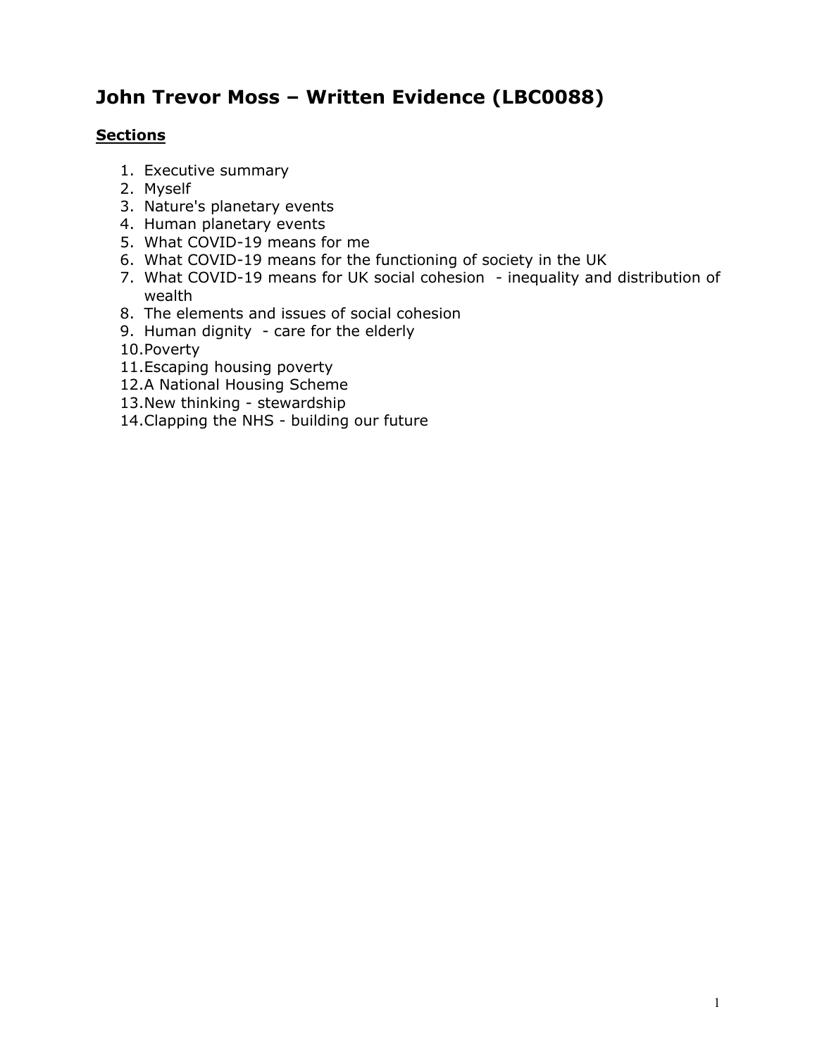# John Trevor Moss – Written Evidence (LBC0088)

**Sections**

1. Executive summary
2. Myself
3. Nature's planetary events
4. Human planetary events
5. What COVID-19 means for me
6. What COVID-19 means for the functioning of society in the UK
7. What COVID-19 means for UK social cohesion - inequality and distribution of wealth
8. The elements and issues of social cohesion
9. Human dignity - care for the elderly
10. Poverty
11. Escaping housing poverty
12. A National Housing Scheme
13. New thinking - stewardship
14. Clapping the NHS - building our future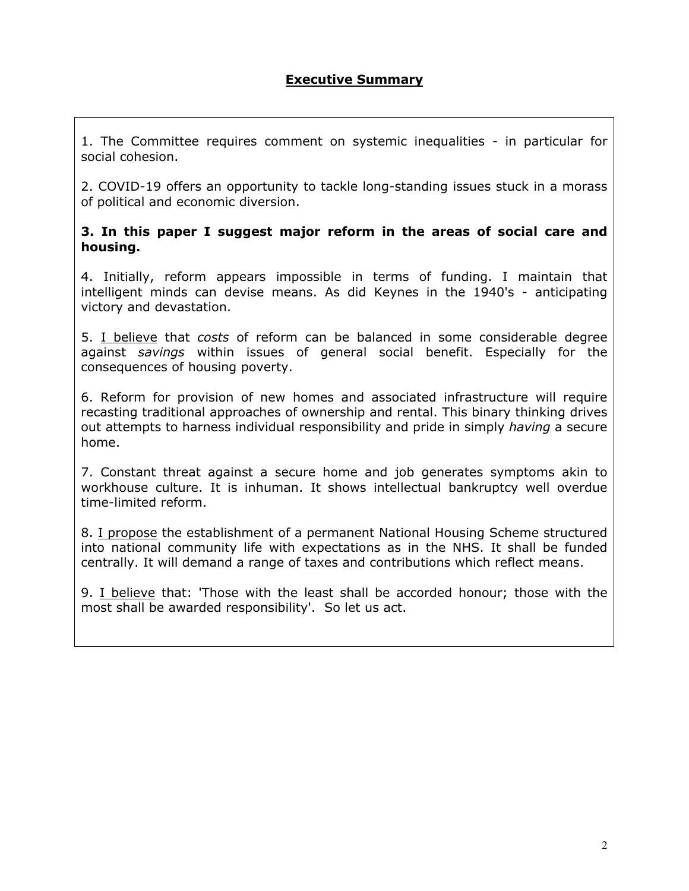## Executive Summary

1. The Committee requires comment on systemic inequalities - in particular for social cohesion.

2. COVID-19 offers an opportunity to tackle long-standing issues stuck in a morass of political and economic diversion.

**3. In this paper I suggest major reform in the areas of social care and housing.**

4. Initially, reform appears impossible in terms of funding. I maintain that intelligent minds can devise means. As did Keynes in the 1940's - anticipating victory and devastation.

5. <u>I believe</u> that *costs* of reform can be balanced in some considerable degree against *savings* within issues of general social benefit. Especially for the consequences of housing poverty.

6. Reform for provision of new homes and associated infrastructure will require recasting traditional approaches of ownership and rental. This binary thinking drives out attempts to harness individual responsibility and pride in simply *having* a secure home.

7. Constant threat against a secure home and job generates symptoms akin to workhouse culture. It is inhuman. It shows intellectual bankruptcy well overdue time-limited reform.

8. <u>I propose</u> the establishment of a permanent National Housing Scheme structured into national community life with expectations as in the NHS. It shall be funded centrally. It will demand a range of taxes and contributions which reflect means.

9. <u>I believe</u> that: 'Those with the least shall be accorded honour; those with the most shall be awarded responsibility'. So let us act.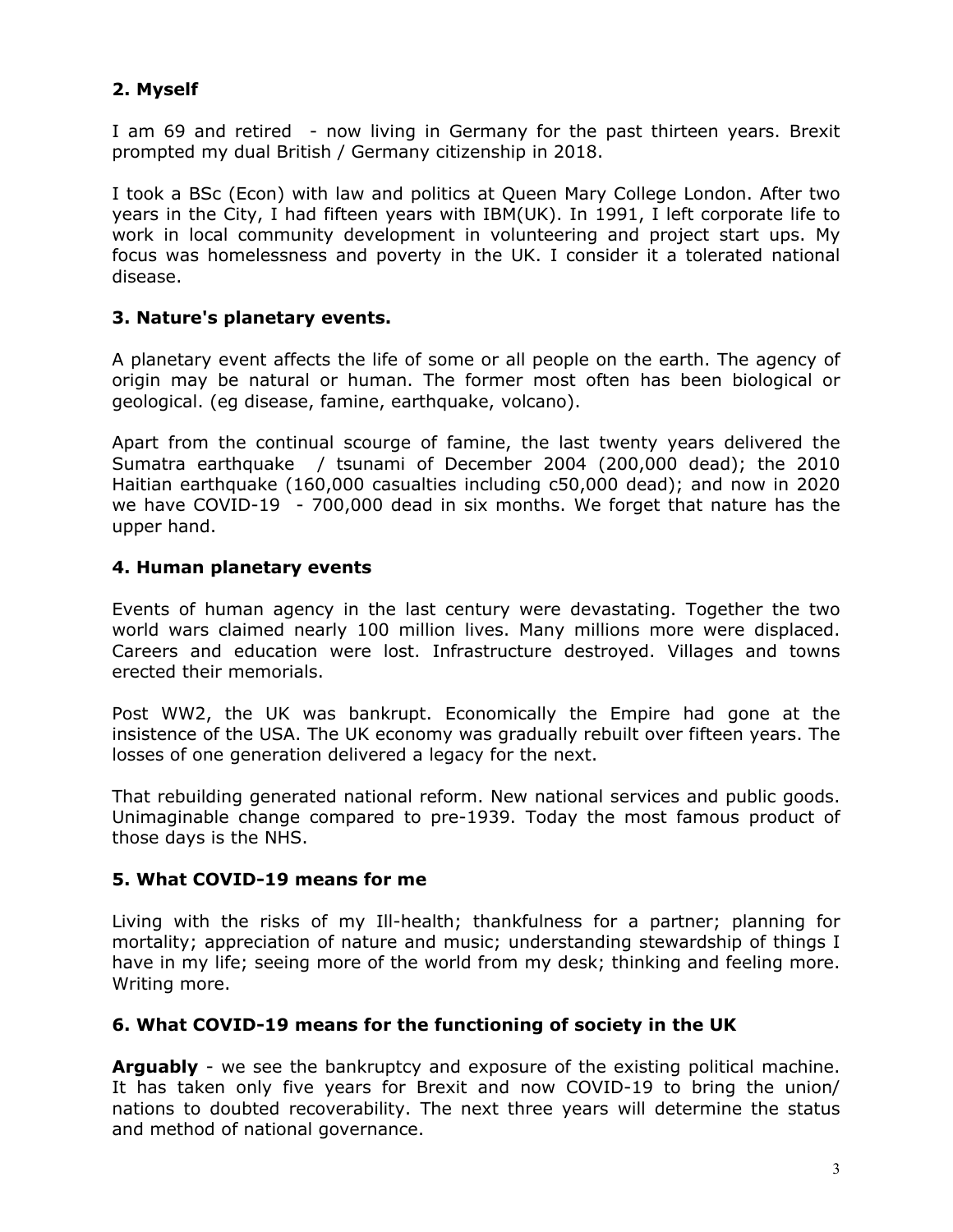## 2. Myself

I am 69 and retired - now living in Germany for the past thirteen years. Brexit prompted my dual British / Germany citizenship in 2018.

I took a BSc (Econ) with law and politics at Queen Mary College London. After two years in the City, I had fifteen years with IBM(UK). In 1991, I left corporate life to work in local community development in volunteering and project start ups. My focus was homelessness and poverty in the UK. I consider it a tolerated national disease.

## 3. Nature's planetary events.

A planetary event affects the life of some or all people on the earth. The agency of origin may be natural or human. The former most often has been biological or geological. (eg disease, famine, earthquake, volcano).

Apart from the continual scourge of famine, the last twenty years delivered the Sumatra earthquake / tsunami of December 2004 (200,000 dead); the 2010 Haitian earthquake (160,000 casualties including c50,000 dead); and now in 2020 we have COVID-19 - 700,000 dead in six months. We forget that nature has the upper hand.

## 4. Human planetary events

Events of human agency in the last century were devastating. Together the two world wars claimed nearly 100 million lives. Many millions more were displaced. Careers and education were lost. Infrastructure destroyed. Villages and towns erected their memorials.

Post WW2, the UK was bankrupt. Economically the Empire had gone at the insistence of the USA. The UK economy was gradually rebuilt over fifteen years. The losses of one generation delivered a legacy for the next.

That rebuilding generated national reform. New national services and public goods. Unimaginable change compared to pre-1939. Today the most famous product of those days is the NHS.

## 5. What COVID-19 means for me

Living with the risks of my Ill-health; thankfulness for a partner; planning for mortality; appreciation of nature and music; understanding stewardship of things I have in my life; seeing more of the world from my desk; thinking and feeling more. Writing more.

## 6. What COVID-19 means for the functioning of society in the UK

**Arguably** - we see the bankruptcy and exposure of the existing political machine. It has taken only five years for Brexit and now COVID-19 to bring the union/ nations to doubted recoverability. The next three years will determine the status and method of national governance.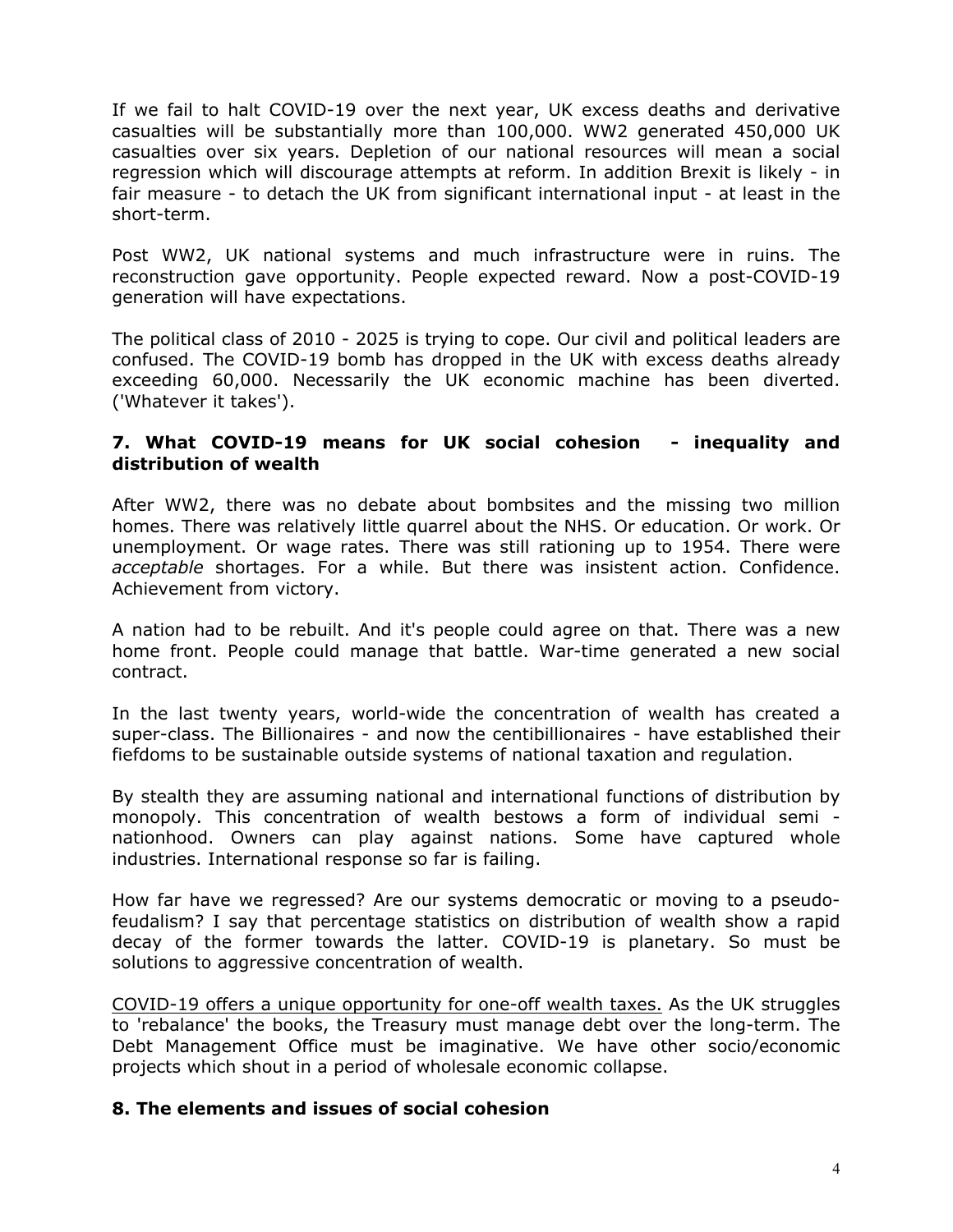If we fail to halt COVID-19 over the next year, UK excess deaths and derivative casualties will be substantially more than 100,000. WW2 generated 450,000 UK casualties over six years. Depletion of our national resources will mean a social regression which will discourage attempts at reform. In addition Brexit is likely - in fair measure - to detach the UK from significant international input - at least in the short-term.

Post WW2, UK national systems and much infrastructure were in ruins. The reconstruction gave opportunity. People expected reward. Now a post-COVID-19 generation will have expectations.

The political class of 2010 - 2025 is trying to cope. Our civil and political leaders are confused. The COVID-19 bomb has dropped in the UK with excess deaths already exceeding 60,000. Necessarily the UK economic machine has been diverted. ('Whatever it takes').

## 7. What COVID-19 means for UK social cohesion - inequality and distribution of wealth

After WW2, there was no debate about bombsites and the missing two million homes. There was relatively little quarrel about the NHS. Or education. Or work. Or unemployment. Or wage rates. There was still rationing up to 1954. There were *acceptable* shortages. For a while. But there was insistent action. Confidence. Achievement from victory.

A nation had to be rebuilt. And it's people could agree on that. There was a new home front. People could manage that battle. War-time generated a new social contract.

In the last twenty years, world-wide the concentration of wealth has created a super-class. The Billionaires - and now the centibillionaires - have established their fiefdoms to be sustainable outside systems of national taxation and regulation.

By stealth they are assuming national and international functions of distribution by monopoly. This concentration of wealth bestows a form of individual semi - nationhood. Owners can play against nations. Some have captured whole industries. International response so far is failing.

How far have we regressed? Are our systems democratic or moving to a pseudo-feudalism? I say that percentage statistics on distribution of wealth show a rapid decay of the former towards the latter. COVID-19 is planetary. So must be solutions to aggressive concentration of wealth.

<u>COVID-19 offers a unique opportunity for one-off wealth taxes.</u> As the UK struggles to 'rebalance' the books, the Treasury must manage debt over the long-term. The Debt Management Office must be imaginative. We have other socio/economic projects which shout in a period of wholesale economic collapse.

## 8. The elements and issues of social cohesion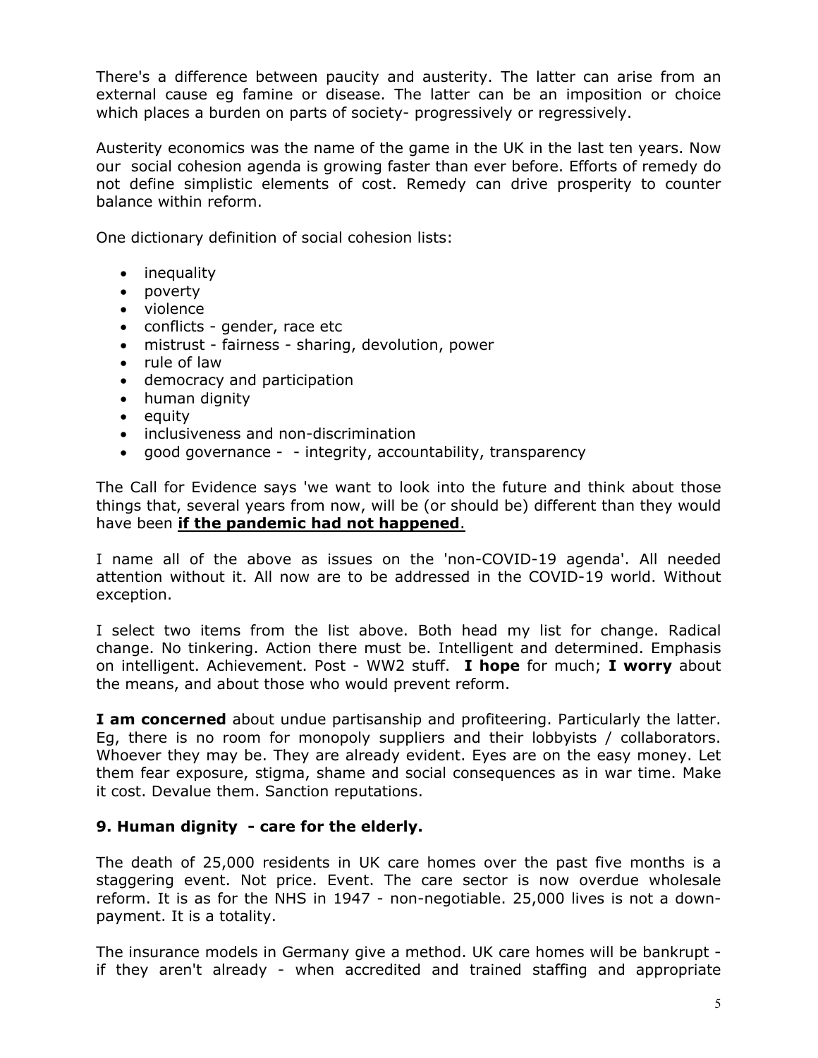There's a difference between paucity and austerity. The latter can arise from an external cause eg famine or disease. The latter can be an imposition or choice which places a burden on parts of society- progressively or regressively.

Austerity economics was the name of the game in the UK in the last ten years. Now our social cohesion agenda is growing faster than ever before. Efforts of remedy do not define simplistic elements of cost. Remedy can drive prosperity to counter balance within reform.

One dictionary definition of social cohesion lists:

- inequality
- poverty
- violence
- conflicts - gender, race etc
- mistrust - fairness - sharing, devolution, power
- rule of law
- democracy and participation
- human dignity
- equity
- inclusiveness and non-discrimination
- good governance - - integrity, accountability, transparency

The Call for Evidence says 'we want to look into the future and think about those things that, several years from now, will be (or should be) different than they would have been **if the pandemic had not happened**.

I name all of the above as issues on the 'non-COVID-19 agenda'. All needed attention without it. All now are to be addressed in the COVID-19 world. Without exception.

I select two items from the list above. Both head my list for change. Radical change. No tinkering. Action there must be. Intelligent and determined. Emphasis on intelligent. Achievement. Post - WW2 stuff. **I hope** for much; **I worry** about the means, and about those who would prevent reform.

**I am concerned** about undue partisanship and profiteering. Particularly the latter. Eg, there is no room for monopoly suppliers and their lobbyists / collaborators. Whoever they may be. They are already evident. Eyes are on the easy money. Let them fear exposure, stigma, shame and social consequences as in war time. Make it cost. Devalue them. Sanction reputations.

## 9. Human dignity - care for the elderly.

The death of 25,000 residents in UK care homes over the past five months is a staggering event. Not price. Event. The care sector is now overdue wholesale reform. It is as for the NHS in 1947 - non-negotiable. 25,000 lives is not a down-payment. It is a totality.

The insurance models in Germany give a method. UK care homes will be bankrupt - if they aren't already - when accredited and trained staffing and appropriate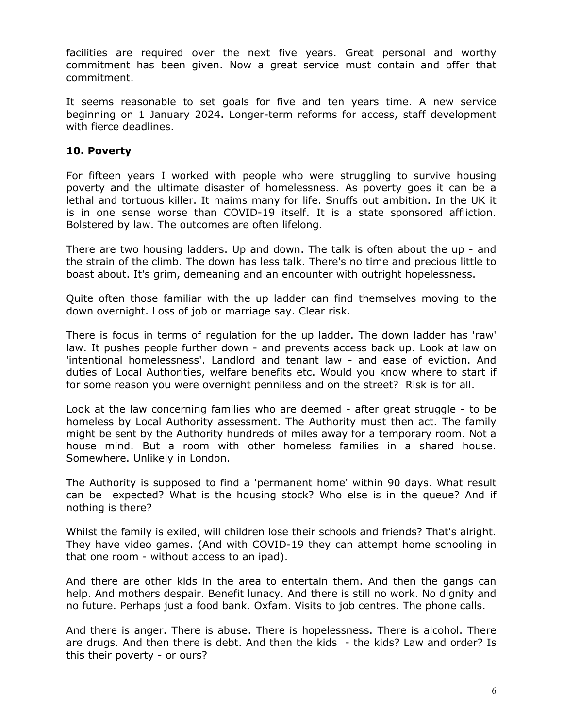facilities are required over the next five years. Great personal and worthy commitment has been given. Now a great service must contain and offer that commitment.

It seems reasonable to set goals for five and ten years time. A new service beginning on 1 January 2024. Longer-term reforms for access, staff development with fierce deadlines.

## 10. Poverty

For fifteen years I worked with people who were struggling to survive housing poverty and the ultimate disaster of homelessness. As poverty goes it can be a lethal and tortuous killer. It maims many for life. Snuffs out ambition. In the UK it is in one sense worse than COVID-19 itself. It is a state sponsored affliction. Bolstered by law. The outcomes are often lifelong.

There are two housing ladders. Up and down. The talk is often about the up - and the strain of the climb. The down has less talk. There's no time and precious little to boast about. It's grim, demeaning and an encounter with outright hopelessness.

Quite often those familiar with the up ladder can find themselves moving to the down overnight. Loss of job or marriage say. Clear risk.

There is focus in terms of regulation for the up ladder. The down ladder has 'raw' law. It pushes people further down - and prevents access back up. Look at law on 'intentional homelessness'. Landlord and tenant law - and ease of eviction. And duties of Local Authorities, welfare benefits etc. Would you know where to start if for some reason you were overnight penniless and on the street? Risk is for all.

Look at the law concerning families who are deemed - after great struggle - to be homeless by Local Authority assessment. The Authority must then act. The family might be sent by the Authority hundreds of miles away for a temporary room. Not a house mind. But a room with other homeless families in a shared house. Somewhere. Unlikely in London.

The Authority is supposed to find a 'permanent home' within 90 days. What result can be expected? What is the housing stock? Who else is in the queue? And if nothing is there?

Whilst the family is exiled, will children lose their schools and friends? That's alright. They have video games. (And with COVID-19 they can attempt home schooling in that one room - without access to an ipad).

And there are other kids in the area to entertain them. And then the gangs can help. And mothers despair. Benefit lunacy. And there is still no work. No dignity and no future. Perhaps just a food bank. Oxfam. Visits to job centres. The phone calls.

And there is anger. There is abuse. There is hopelessness. There is alcohol. There are drugs. And then there is debt. And then the kids - the kids? Law and order? Is this their poverty - or ours?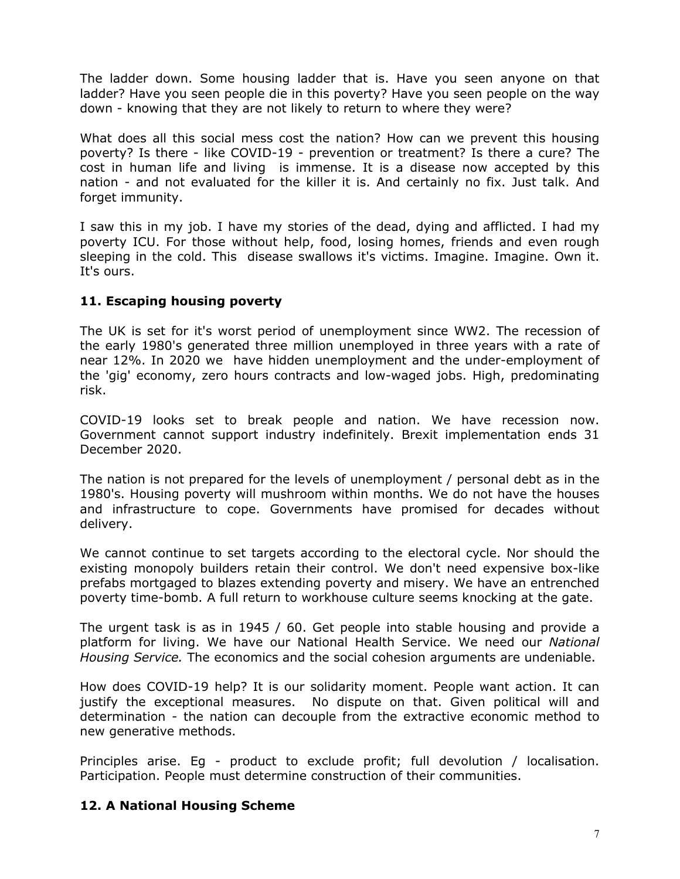The ladder down. Some housing ladder that is. Have you seen anyone on that ladder? Have you seen people die in this poverty? Have you seen people on the way down - knowing that they are not likely to return to where they were?

What does all this social mess cost the nation? How can we prevent this housing poverty? Is there - like COVID-19 - prevention or treatment? Is there a cure? The cost in human life and living is immense. It is a disease now accepted by this nation - and not evaluated for the killer it is. And certainly no fix. Just talk. And forget immunity.

I saw this in my job. I have my stories of the dead, dying and afflicted. I had my poverty ICU. For those without help, food, losing homes, friends and even rough sleeping in the cold. This disease swallows it's victims. Imagine. Imagine. Own it. It's ours.

### 11. Escaping housing poverty

The UK is set for it's worst period of unemployment since WW2. The recession of the early 1980's generated three million unemployed in three years with a rate of near 12%. In 2020 we have hidden unemployment and the under-employment of the 'gig' economy, zero hours contracts and low-waged jobs. High, predominating risk.

COVID-19 looks set to break people and nation. We have recession now. Government cannot support industry indefinitely. Brexit implementation ends 31 December 2020.

The nation is not prepared for the levels of unemployment / personal debt as in the 1980's. Housing poverty will mushroom within months. We do not have the houses and infrastructure to cope. Governments have promised for decades without delivery.

We cannot continue to set targets according to the electoral cycle. Nor should the existing monopoly builders retain their control. We don't need expensive box-like prefabs mortgaged to blazes extending poverty and misery. We have an entrenched poverty time-bomb. A full return to workhouse culture seems knocking at the gate.

The urgent task is as in 1945 / 60. Get people into stable housing and provide a platform for living. We have our National Health Service. We need our *National Housing Service.* The economics and the social cohesion arguments are undeniable.

How does COVID-19 help? It is our solidarity moment. People want action. It can justify the exceptional measures. No dispute on that. Given political will and determination - the nation can decouple from the extractive economic method to new generative methods.

Principles arise. Eg - product to exclude profit; full devolution / localisation. Participation. People must determine construction of their communities.

### 12. A National Housing Scheme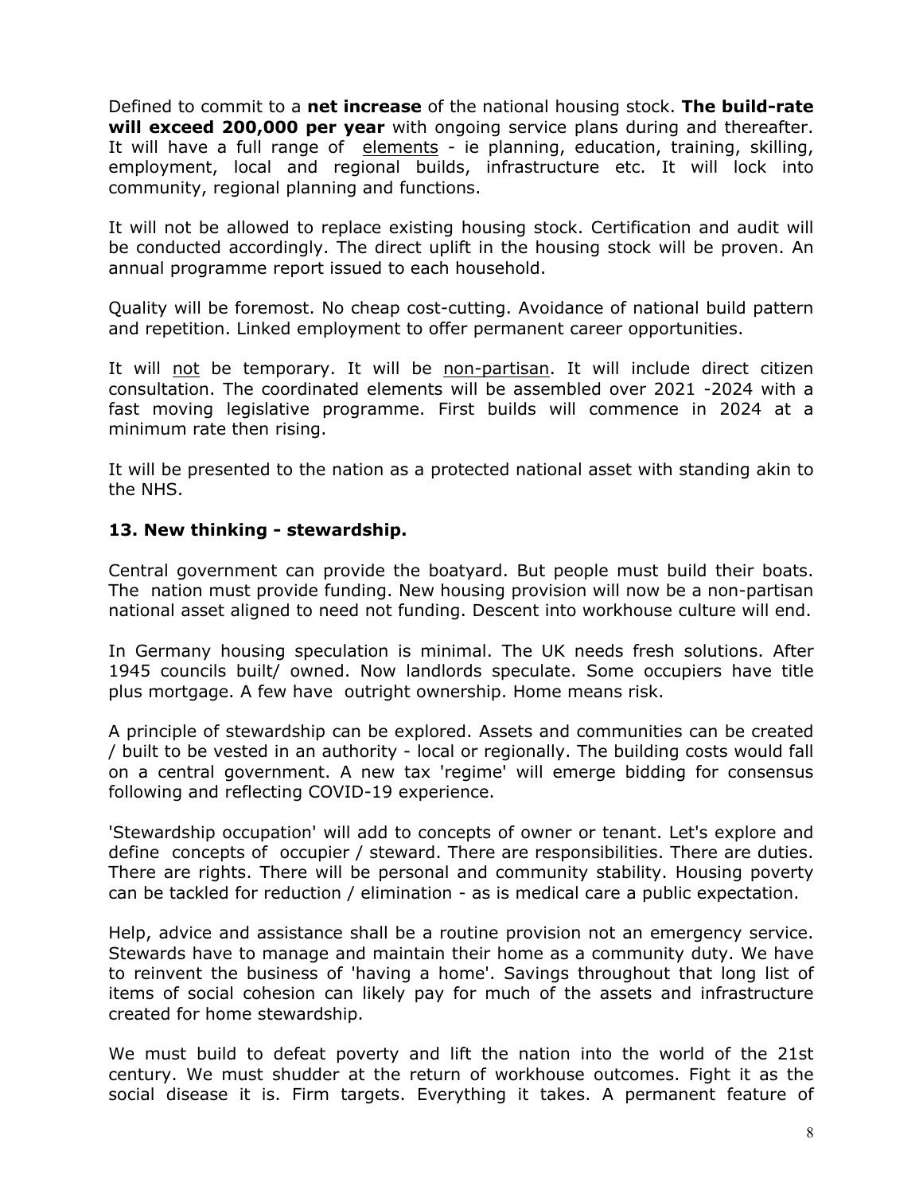Defined to commit to a **net increase** of the national housing stock. **The build-rate will exceed 200,000 per year** with ongoing service plans during and thereafter. It will have a full range of <u>elements</u> - ie planning, education, training, skilling, employment, local and regional builds, infrastructure etc. It will lock into community, regional planning and functions.

It will not be allowed to replace existing housing stock. Certification and audit will be conducted accordingly. The direct uplift in the housing stock will be proven. An annual programme report issued to each household.

Quality will be foremost. No cheap cost-cutting. Avoidance of national build pattern and repetition. Linked employment to offer permanent career opportunities.

It will <u>not</u> be temporary. It will be <u>non-partisan</u>. It will include direct citizen consultation. The coordinated elements will be assembled over 2021 -2024 with a fast moving legislative programme. First builds will commence in 2024 at a minimum rate then rising.

It will be presented to the nation as a protected national asset with standing akin to the NHS.

### 13. New thinking - stewardship.

Central government can provide the boatyard. But people must build their boats. The nation must provide funding. New housing provision will now be a non-partisan national asset aligned to need not funding. Descent into workhouse culture will end.

In Germany housing speculation is minimal. The UK needs fresh solutions. After 1945 councils built/ owned. Now landlords speculate. Some occupiers have title plus mortgage. A few have outright ownership. Home means risk.

A principle of stewardship can be explored. Assets and communities can be created / built to be vested in an authority - local or regionally. The building costs would fall on a central government. A new tax 'regime' will emerge bidding for consensus following and reflecting COVID-19 experience.

'Stewardship occupation' will add to concepts of owner or tenant. Let's explore and define concepts of occupier / steward. There are responsibilities. There are duties. There are rights. There will be personal and community stability. Housing poverty can be tackled for reduction / elimination - as is medical care a public expectation.

Help, advice and assistance shall be a routine provision not an emergency service. Stewards have to manage and maintain their home as a community duty. We have to reinvent the business of 'having a home'. Savings throughout that long list of items of social cohesion can likely pay for much of the assets and infrastructure created for home stewardship.

We must build to defeat poverty and lift the nation into the world of the 21st century. We must shudder at the return of workhouse outcomes. Fight it as the social disease it is. Firm targets. Everything it takes. A permanent feature of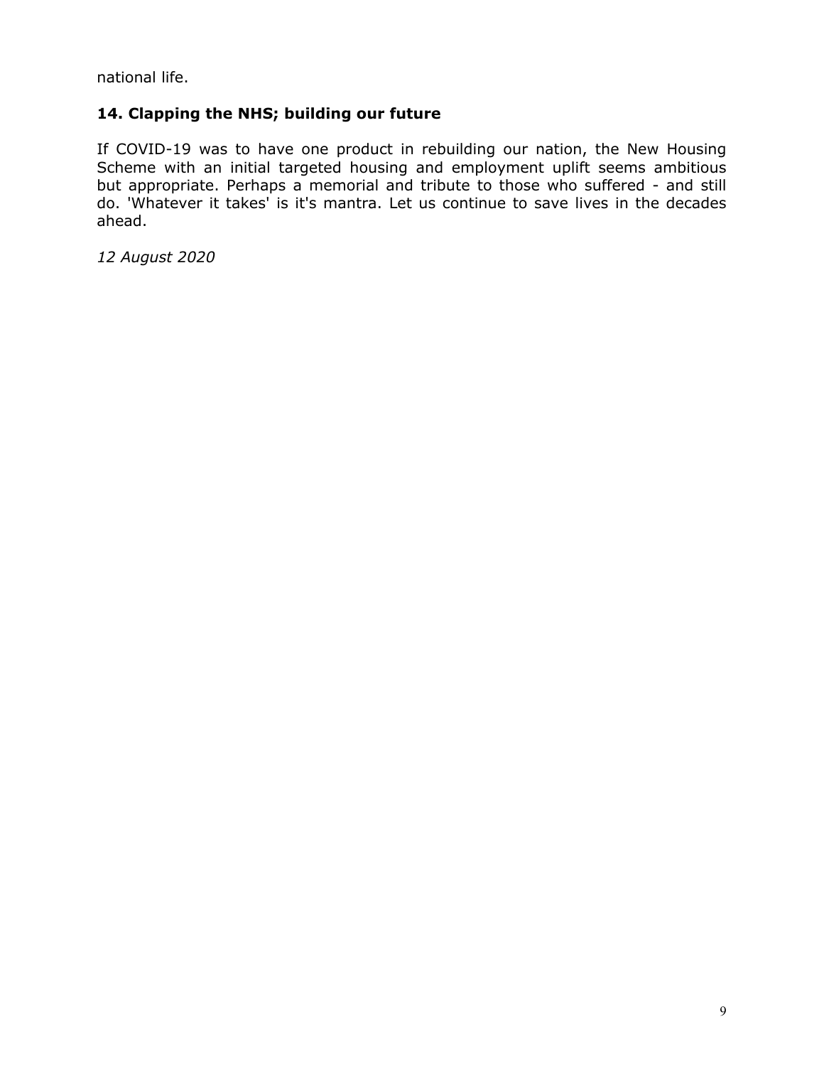national life.

**14. Clapping the NHS; building our future**

If COVID-19 was to have one product in rebuilding our nation, the New Housing Scheme with an initial targeted housing and employment uplift seems ambitious but appropriate. Perhaps a memorial and tribute to those who suffered - and still do. 'Whatever it takes' is it's mantra. Let us continue to save lives in the decades ahead.

*12 August 2020*